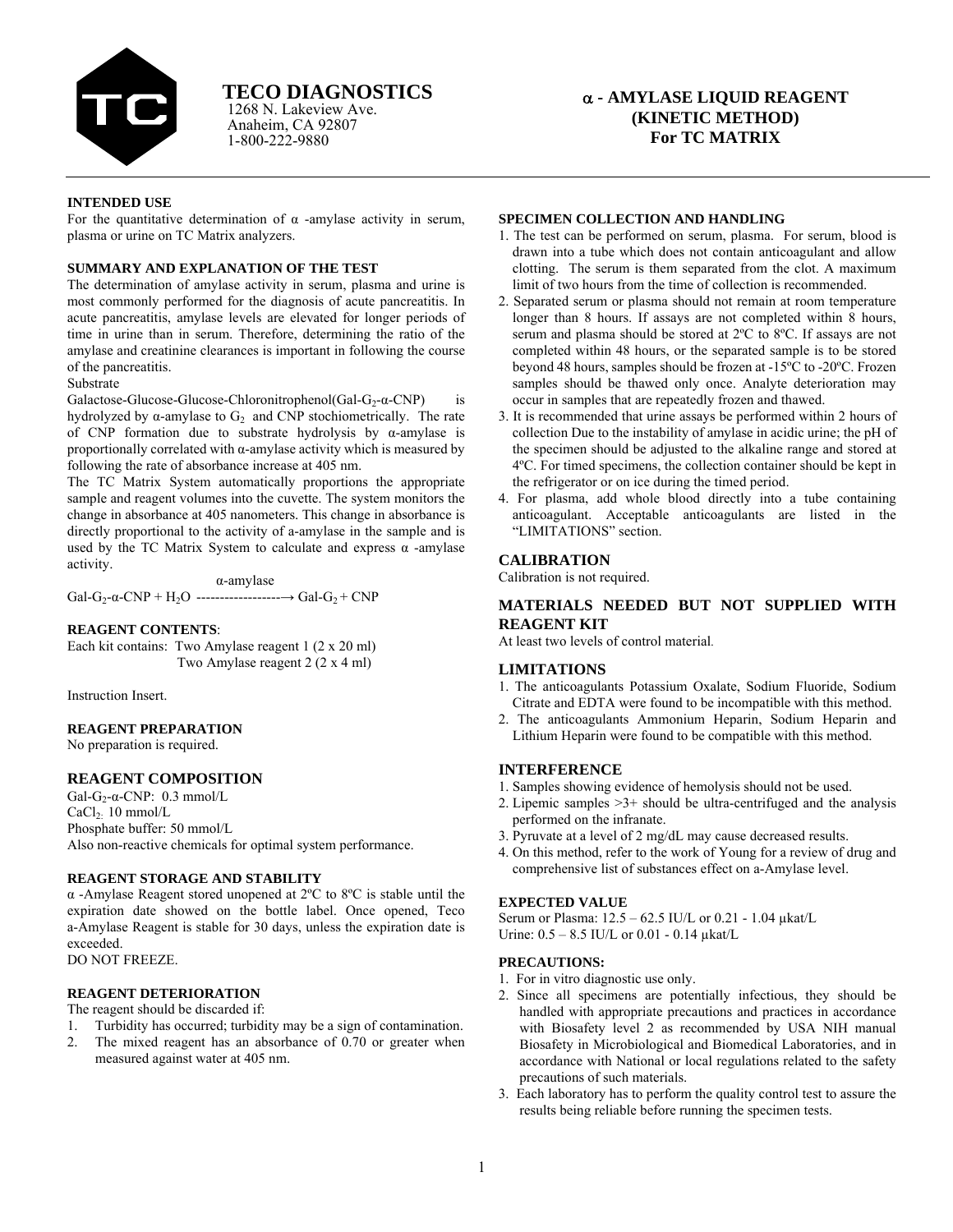# TECO DIAGNOSTICS

1268 N. Lakeview Ave.
Anaheim, CA 92807
1-800-222-9880

## α - AMYLASE LIQUID REAGENT (KINETIC METHOD) For TC MATRIX

### INTENDED USE

For the quantitative determination of α -amylase activity in serum, plasma or urine on TC Matrix analyzers.

### SUMMARY AND EXPLANATION OF THE TEST

The determination of amylase activity in serum, plasma and urine is most commonly performed for the diagnosis of acute pancreatitis. In acute pancreatitis, amylase levels are elevated for longer periods of time in urine than in serum. Therefore, determining the ratio of the amylase and creatinine clearances is important in following the course of the pancreatitis.

Substrate

Galactose-Glucose-Glucose-Chloronitrophenol(Gal-$G_2$-α-CNP) is hydrolyzed by α-amylase to $G_2$ and CNP stochiometrically. The rate of CNP formation due to substrate hydrolysis by α-amylase is proportionally correlated with α-amylase activity which is measured by following the rate of absorbance increase at 405 nm.

The TC Matrix System automatically proportions the appropriate sample and reagent volumes into the cuvette. The system monitors the change in absorbance at 405 nanometers. This change in absorbance is directly proportional to the activity of a-amylase in the sample and is used by the TC Matrix System to calculate and express α -amylase activity.

$$\text{Gal-}G_2\text{-}\alpha\text{-CNP} + H_2O \xrightarrow{\alpha\text{-amylase}} \text{Gal-}G_2 + \text{CNP}$$

### REAGENT CONTENTS:

Each kit contains: Two Amylase reagent 1 (2 x 20 ml)
Two Amylase reagent 2 (2 x 4 ml)

Instruction Insert.

### REAGENT PREPARATION

No preparation is required.

### REAGENT COMPOSITION

Gal-$G_2$-α-CNP: 0.3 mmol/L
$CaCl_2$: 10 mmol/L
Phosphate buffer: 50 mmol/L
Also non-reactive chemicals for optimal system performance.

### REAGENT STORAGE AND STABILITY

α -Amylase Reagent stored unopened at 2ºC to 8ºC is stable until the expiration date showed on the bottle label. Once opened, Teco a-Amylase Reagent is stable for 30 days, unless the expiration date is exceeded.

DO NOT FREEZE.

### REAGENT DETERIORATION

The reagent should be discarded if:

1. Turbidity has occurred; turbidity may be a sign of contamination.
2. The mixed reagent has an absorbance of 0.70 or greater when measured against water at 405 nm.

### SPECIMEN COLLECTION AND HANDLING

1. The test can be performed on serum, plasma. For serum, blood is drawn into a tube which does not contain anticoagulant and allow clotting. The serum is them separated from the clot. A maximum limit of two hours from the time of collection is recommended.
2. Separated serum or plasma should not remain at room temperature longer than 8 hours. If assays are not completed within 8 hours, serum and plasma should be stored at 2ºC to 8ºC. If assays are not completed within 48 hours, or the separated sample is to be stored beyond 48 hours, samples should be frozen at -15ºC to -20ºC. Frozen samples should be thawed only once. Analyte deterioration may occur in samples that are repeatedly frozen and thawed.
3. It is recommended that urine assays be performed within 2 hours of collection Due to the instability of amylase in acidic urine; the pH of the specimen should be adjusted to the alkaline range and stored at 4ºC. For timed specimens, the collection container should be kept in the refrigerator or on ice during the timed period.
4. For plasma, add whole blood directly into a tube containing anticoagulant. Acceptable anticoagulants are listed in the "LIMITATIONS" section.

### CALIBRATION

Calibration is not required.

### MATERIALS NEEDED BUT NOT SUPPLIED WITH REAGENT KIT

At least two levels of control material.

### LIMITATIONS

1. The anticoagulants Potassium Oxalate, Sodium Fluoride, Sodium Citrate and EDTA were found to be incompatible with this method.
2. The anticoagulants Ammonium Heparin, Sodium Heparin and Lithium Heparin were found to be compatible with this method.

### INTERFERENCE

1. Samples showing evidence of hemolysis should not be used.
2. Lipemic samples >3+ should be ultra-centrifuged and the analysis performed on the infranate.
3. Pyruvate at a level of 2 mg/dL may cause decreased results.
4. On this method, refer to the work of Young for a review of drug and comprehensive list of substances effect on a-Amylase level.

### EXPECTED VALUE

Serum or Plasma: 12.5 – 62.5 IU/L or 0.21 - 1.04 µkat/L
Urine: 0.5 – 8.5 IU/L or 0.01 - 0.14 µkat/L

### PRECAUTIONS:

1. For in vitro diagnostic use only.
2. Since all specimens are potentially infectious, they should be handled with appropriate precautions and practices in accordance with Biosafety level 2 as recommended by USA NIH manual Biosafety in Microbiological and Biomedical Laboratories, and in accordance with National or local regulations related to the safety precautions of such materials.
3. Each laboratory has to perform the quality control test to assure the results being reliable before running the specimen tests.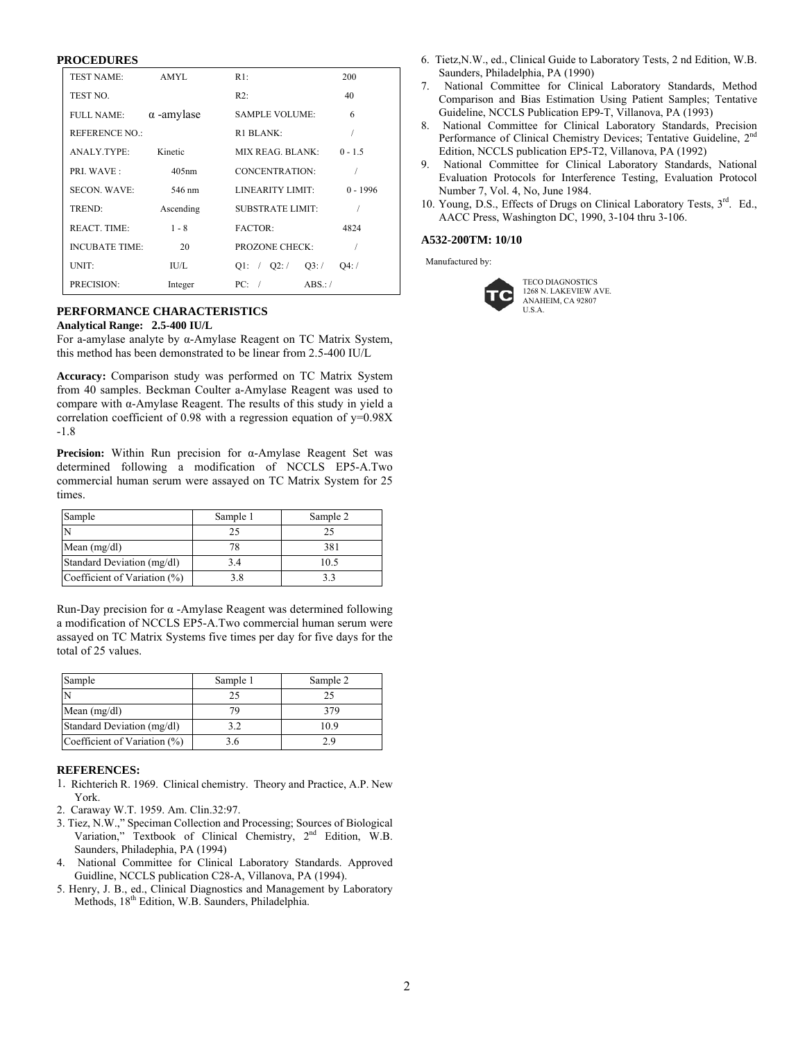## PROCEDURES

| | | | |
|---|---|---|---|
| TEST NAME: | AMYL | R1: | 200 |
| TEST NO. | | R2: | 40 |
| FULL NAME: | α -amylase | SAMPLE VOLUME: | 6 |
| REFERENCE NO.: | | R1 BLANK: | / |
| ANALY.TYPE: | Kinetic | MIX REAG. BLANK: | 0 - 1.5 |
| PRI. WAVE : | 405nm | CONCENTRATION: | / |
| SECON. WAVE: | 546 nm | LINEARITY LIMIT: | 0 - 1996 |
| TREND: | Ascending | SUBSTRATE LIMIT: | / |
| REACT. TIME: | 1 - 8 | FACTOR: | 4824 |
| INCUBATE TIME: | 20 | PROZONE CHECK: | / |
| UNIT: | IU/L | Q1: / Q2: / Q3: / | Q4: / |
| PRECISION: | Integer | PC: / | ABS.: / |

## PERFORMANCE CHARACTERISTICS

**Analytical Range: 2.5-400 IU/L**

For a-amylase analyte by α-Amylase Reagent on TC Matrix System, this method has been demonstrated to be linear from 2.5-400 IU/L

**Accuracy:** Comparison study was performed on TC Matrix System from 40 samples. Beckman Coulter a-Amylase Reagent was used to compare with α-Amylase Reagent. The results of this study in yield a correlation coefficient of 0.98 with a regression equation of y=0.98X -1.8

**Precision:** Within Run precision for α-Amylase Reagent Set was determined following a modification of NCCLS EP5-A.Two commercial human serum were assayed on TC Matrix System for 25 times.

| Sample | Sample 1 | Sample 2 |
|---|---|---|
| N | 25 | 25 |
| Mean (mg/dl) | 78 | 381 |
| Standard Deviation (mg/dl) | 3.4 | 10.5 |
| Coefficient of Variation (%) | 3.8 | 3.3 |

Run-Day precision for α -Amylase Reagent was determined following a modification of NCCLS EP5-A.Two commercial human serum were assayed on TC Matrix Systems five times per day for five days for the total of 25 values.

| Sample | Sample 1 | Sample 2 |
|---|---|---|
| N | 25 | 25 |
| Mean (mg/dl) | 79 | 379 |
| Standard Deviation (mg/dl) | 3.2 | 10.9 |
| Coefficient of Variation (%) | 3.6 | 2.9 |

## REFERENCES:

1. Richterich R. 1969. Clinical chemistry. Theory and Practice, A.P. New York.
2. Caraway W.T. 1959. Am. Clin.32:97.
3. Tiez, N.W.," Speciman Collection and Processing; Sources of Biological Variation," Textbook of Clinical Chemistry, 2nd Edition, W.B. Saunders, Philadephia, PA (1994)
4. National Committee for Clinical Laboratory Standards. Approved Guidline, NCCLS publication C28-A, Villanova, PA (1994).
5. Henry, J. B., ed., Clinical Diagnostics and Management by Laboratory Methods, 18th Edition, W.B. Saunders, Philadelphia.
6. Tietz,N.W., ed., Clinical Guide to Laboratory Tests, 2 nd Edition, W.B. Saunders, Philadelphia, PA (1990)
7. National Committee for Clinical Laboratory Standards, Method Comparison and Bias Estimation Using Patient Samples; Tentative Guideline, NCCLS Publication EP9-T, Villanova, PA (1993)
8. National Committee for Clinical Laboratory Standards, Precision Performance of Clinical Chemistry Devices; Tentative Guideline, 2nd Edition, NCCLS publication EP5-T2, Villanova, PA (1992)
9. National Committee for Clinical Laboratory Standards, National Evaluation Protocols for Interference Testing, Evaluation Protocol Number 7, Vol. 4, No, June 1984.
10. Young, D.S., Effects of Drugs on Clinical Laboratory Tests, 3rd. Ed., AACC Press, Washington DC, 1990, 3-104 thru 3-106.

**A532-200TM: 10/10**

Manufactured by:

TECO DIAGNOSTICS
1268 N. LAKEVIEW AVE.
ANAHEIM, CA 92807
U.S.A.